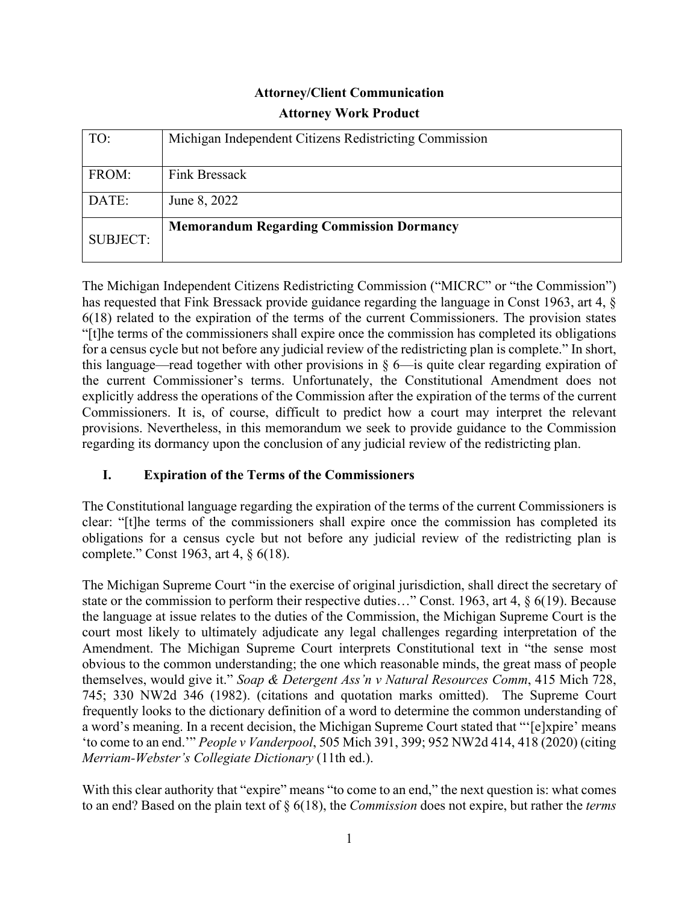**Attorney/Client Communication**

**Attorney Work Product**

| TO: | Michigan Independent Citizens Redistricting Commission |
|---|---|
| FROM: | Fink Bressack |
| DATE: | June 8, 2022 |
| SUBJECT: | **Memorandum Regarding Commission Dormancy** |

The Michigan Independent Citizens Redistricting Commission ("MICRC" or "the Commission") has requested that Fink Bressack provide guidance regarding the language in Const 1963, art 4, § 6(18) related to the expiration of the terms of the current Commissioners. The provision states "[t]he terms of the commissioners shall expire once the commission has completed its obligations for a census cycle but not before any judicial review of the redistricting plan is complete." In short, this language—read together with other provisions in § 6—is quite clear regarding expiration of the current Commissioner's terms. Unfortunately, the Constitutional Amendment does not explicitly address the operations of the Commission after the expiration of the terms of the current Commissioners. It is, of course, difficult to predict how a court may interpret the relevant provisions. Nevertheless, in this memorandum we seek to provide guidance to the Commission regarding its dormancy upon the conclusion of any judicial review of the redistricting plan.

## I. Expiration of the Terms of the Commissioners

The Constitutional language regarding the expiration of the terms of the current Commissioners is clear: "[t]he terms of the commissioners shall expire once the commission has completed its obligations for a census cycle but not before any judicial review of the redistricting plan is complete." Const 1963, art 4, § 6(18).

The Michigan Supreme Court "in the exercise of original jurisdiction, shall direct the secretary of state or the commission to perform their respective duties…" Const. 1963, art 4, § 6(19). Because the language at issue relates to the duties of the Commission, the Michigan Supreme Court is the court most likely to ultimately adjudicate any legal challenges regarding interpretation of the Amendment. The Michigan Supreme Court interprets Constitutional text in "the sense most obvious to the common understanding; the one which reasonable minds, the great mass of people themselves, would give it." *Soap & Detergent Ass'n v Natural Resources Comm*, 415 Mich 728, 745; 330 NW2d 346 (1982). (citations and quotation marks omitted). The Supreme Court frequently looks to the dictionary definition of a word to determine the common understanding of a word's meaning. In a recent decision, the Michigan Supreme Court stated that "'[e]xpire' means 'to come to an end.'" *People v Vanderpool*, 505 Mich 391, 399; 952 NW2d 414, 418 (2020) (citing *Merriam-Webster's Collegiate Dictionary* (11th ed.).

With this clear authority that "expire" means "to come to an end," the next question is: what comes to an end? Based on the plain text of § 6(18), the *Commission* does not expire, but rather the *terms*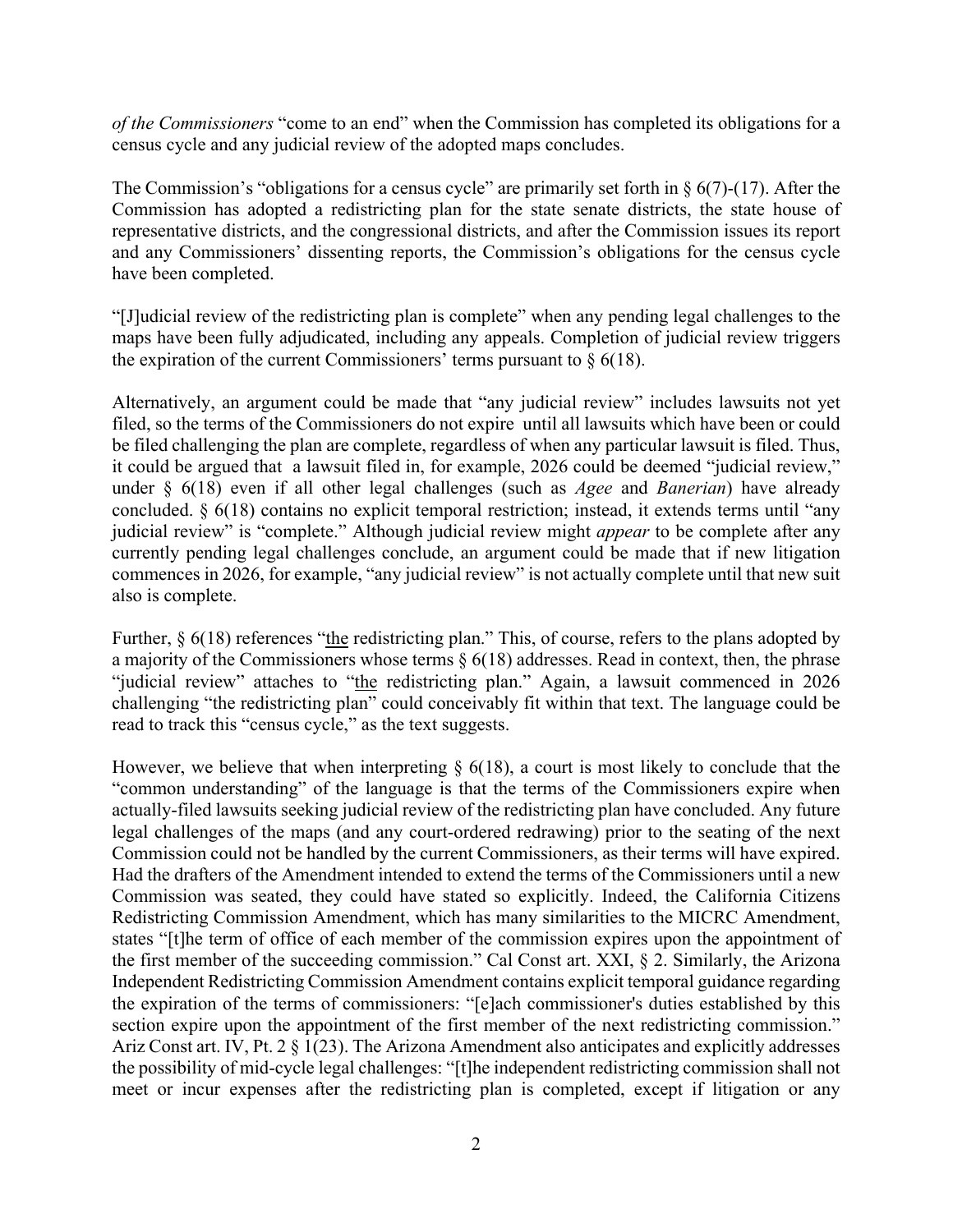*of the Commissioners* "come to an end" when the Commission has completed its obligations for a census cycle and any judicial review of the adopted maps concludes.

The Commission's "obligations for a census cycle" are primarily set forth in § 6(7)-(17). After the Commission has adopted a redistricting plan for the state senate districts, the state house of representative districts, and the congressional districts, and after the Commission issues its report and any Commissioners' dissenting reports, the Commission's obligations for the census cycle have been completed.

"[J]udicial review of the redistricting plan is complete" when any pending legal challenges to the maps have been fully adjudicated, including any appeals. Completion of judicial review triggers the expiration of the current Commissioners' terms pursuant to § 6(18).

Alternatively, an argument could be made that "any judicial review" includes lawsuits not yet filed, so the terms of the Commissioners do not expire until all lawsuits which have been or could be filed challenging the plan are complete, regardless of when any particular lawsuit is filed. Thus, it could be argued that a lawsuit filed in, for example, 2026 could be deemed "judicial review," under § 6(18) even if all other legal challenges (such as *Agee* and *Banerian*) have already concluded. § 6(18) contains no explicit temporal restriction; instead, it extends terms until "any judicial review" is "complete." Although judicial review might *appear* to be complete after any currently pending legal challenges conclude, an argument could be made that if new litigation commences in 2026, for example, "any judicial review" is not actually complete until that new suit also is complete.

Further, § 6(18) references "<u>the</u> redistricting plan." This, of course, refers to the plans adopted by a majority of the Commissioners whose terms § 6(18) addresses. Read in context, then, the phrase "judicial review" attaches to "<u>the</u> redistricting plan." Again, a lawsuit commenced in 2026 challenging "the redistricting plan" could conceivably fit within that text. The language could be read to track this "census cycle," as the text suggests.

However, we believe that when interpreting § 6(18), a court is most likely to conclude that the "common understanding" of the language is that the terms of the Commissioners expire when actually-filed lawsuits seeking judicial review of the redistricting plan have concluded. Any future legal challenges of the maps (and any court-ordered redrawing) prior to the seating of the next Commission could not be handled by the current Commissioners, as their terms will have expired. Had the drafters of the Amendment intended to extend the terms of the Commissioners until a new Commission was seated, they could have stated so explicitly. Indeed, the California Citizens Redistricting Commission Amendment, which has many similarities to the MICRC Amendment, states "[t]he term of office of each member of the commission expires upon the appointment of the first member of the succeeding commission." Cal Const art. XXI, § 2. Similarly, the Arizona Independent Redistricting Commission Amendment contains explicit temporal guidance regarding the expiration of the terms of commissioners: "[e]ach commissioner's duties established by this section expire upon the appointment of the first member of the next redistricting commission." Ariz Const art. IV, Pt. 2 § 1(23). The Arizona Amendment also anticipates and explicitly addresses the possibility of mid-cycle legal challenges: "[t]he independent redistricting commission shall not meet or incur expenses after the redistricting plan is completed, except if litigation or any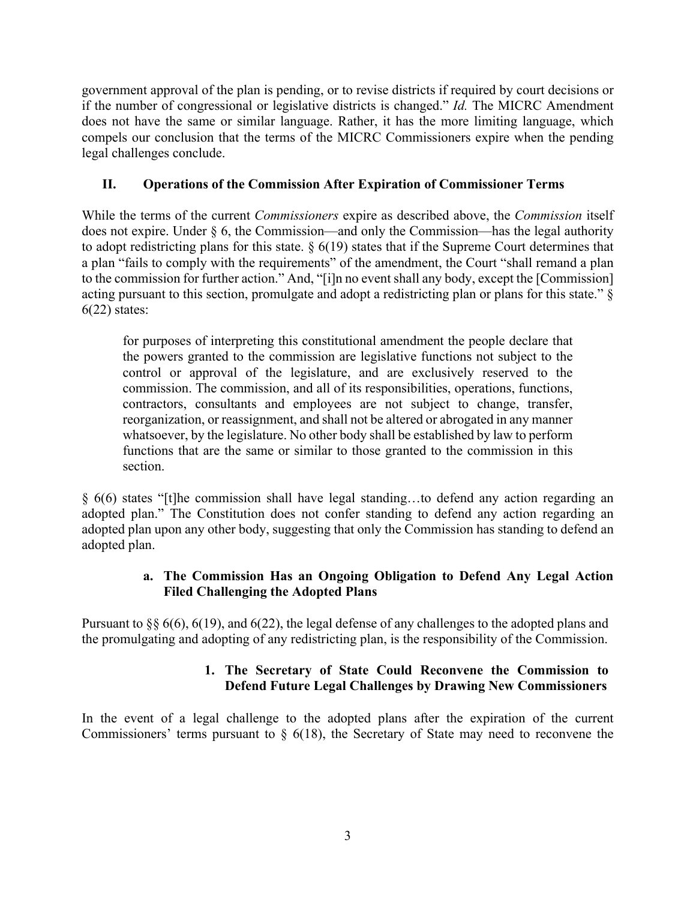government approval of the plan is pending, or to revise districts if required by court decisions or if the number of congressional or legislative districts is changed." *Id.* The MICRC Amendment does not have the same or similar language. Rather, it has the more limiting language, which compels our conclusion that the terms of the MICRC Commissioners expire when the pending legal challenges conclude.

## II. Operations of the Commission After Expiration of Commissioner Terms

While the terms of the current *Commissioners* expire as described above, the *Commission* itself does not expire. Under § 6, the Commission—and only the Commission—has the legal authority to adopt redistricting plans for this state. § 6(19) states that if the Supreme Court determines that a plan "fails to comply with the requirements" of the amendment, the Court "shall remand a plan to the commission for further action." And, "[i]n no event shall any body, except the [Commission] acting pursuant to this section, promulgate and adopt a redistricting plan or plans for this state." § 6(22) states:

> for purposes of interpreting this constitutional amendment the people declare that the powers granted to the commission are legislative functions not subject to the control or approval of the legislature, and are exclusively reserved to the commission. The commission, and all of its responsibilities, operations, functions, contractors, consultants and employees are not subject to change, transfer, reorganization, or reassignment, and shall not be altered or abrogated in any manner whatsoever, by the legislature. No other body shall be established by law to perform functions that are the same or similar to those granted to the commission in this section.

§ 6(6) states "[t]he commission shall have legal standing…to defend any action regarding an adopted plan." The Constitution does not confer standing to defend any action regarding an adopted plan upon any other body, suggesting that only the Commission has standing to defend an adopted plan.

### a. The Commission Has an Ongoing Obligation to Defend Any Legal Action Filed Challenging the Adopted Plans

Pursuant to §§ 6(6), 6(19), and 6(22), the legal defense of any challenges to the adopted plans and the promulgating and adopting of any redistricting plan, is the responsibility of the Commission.

#### 1. The Secretary of State Could Reconvene the Commission to Defend Future Legal Challenges by Drawing New Commissioners

In the event of a legal challenge to the adopted plans after the expiration of the current Commissioners' terms pursuant to § 6(18), the Secretary of State may need to reconvene the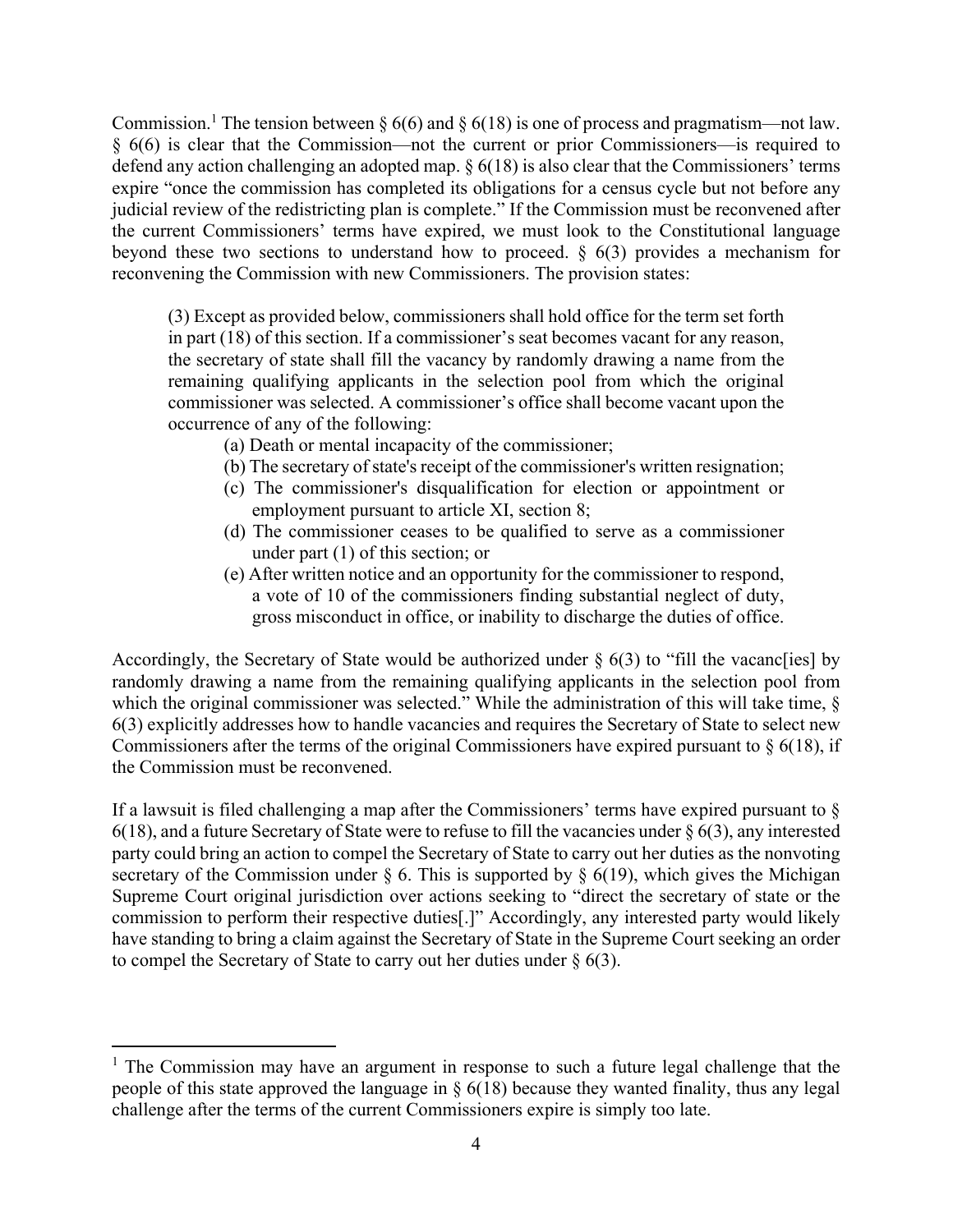Commission.[1] The tension between § 6(6) and § 6(18) is one of process and pragmatism—not law. § 6(6) is clear that the Commission—not the current or prior Commissioners—is required to defend any action challenging an adopted map. § 6(18) is also clear that the Commissioners' terms expire "once the commission has completed its obligations for a census cycle but not before any judicial review of the redistricting plan is complete." If the Commission must be reconvened after the current Commissioners' terms have expired, we must look to the Constitutional language beyond these two sections to understand how to proceed. § 6(3) provides a mechanism for reconvening the Commission with new Commissioners. The provision states:

> (3) Except as provided below, commissioners shall hold office for the term set forth in part (18) of this section. If a commissioner's seat becomes vacant for any reason, the secretary of state shall fill the vacancy by randomly drawing a name from the remaining qualifying applicants in the selection pool from which the original commissioner was selected. A commissioner's office shall become vacant upon the occurrence of any of the following:
>
> (a) Death or mental incapacity of the commissioner;
>
> (b) The secretary of state's receipt of the commissioner's written resignation;
>
> (c) The commissioner's disqualification for election or appointment or employment pursuant to article XI, section 8;
>
> (d) The commissioner ceases to be qualified to serve as a commissioner under part (1) of this section; or
>
> (e) After written notice and an opportunity for the commissioner to respond, a vote of 10 of the commissioners finding substantial neglect of duty, gross misconduct in office, or inability to discharge the duties of office.

Accordingly, the Secretary of State would be authorized under § 6(3) to "fill the vacanc[ies] by randomly drawing a name from the remaining qualifying applicants in the selection pool from which the original commissioner was selected." While the administration of this will take time, § 6(3) explicitly addresses how to handle vacancies and requires the Secretary of State to select new Commissioners after the terms of the original Commissioners have expired pursuant to § 6(18), if the Commission must be reconvened.

If a lawsuit is filed challenging a map after the Commissioners' terms have expired pursuant to § 6(18), and a future Secretary of State were to refuse to fill the vacancies under § 6(3), any interested party could bring an action to compel the Secretary of State to carry out her duties as the nonvoting secretary of the Commission under § 6. This is supported by § 6(19), which gives the Michigan Supreme Court original jurisdiction over actions seeking to "direct the secretary of state or the commission to perform their respective duties[.]" Accordingly, any interested party would likely have standing to bring a claim against the Secretary of State in the Supreme Court seeking an order to compel the Secretary of State to carry out her duties under § 6(3).

---

[1] The Commission may have an argument in response to such a future legal challenge that the people of this state approved the language in § 6(18) because they wanted finality, thus any legal challenge after the terms of the current Commissioners expire is simply too late.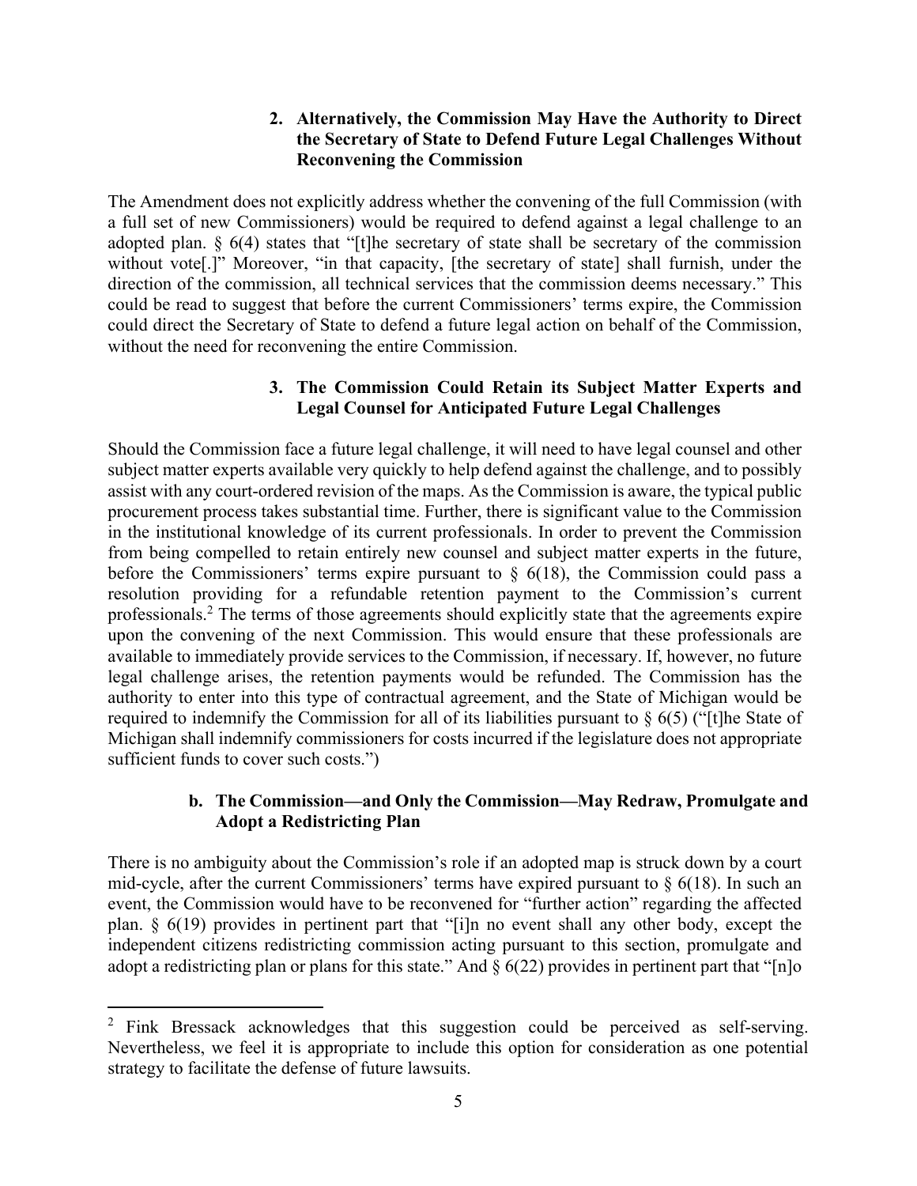### 2. Alternatively, the Commission May Have the Authority to Direct the Secretary of State to Defend Future Legal Challenges Without Reconvening the Commission

The Amendment does not explicitly address whether the convening of the full Commission (with a full set of new Commissioners) would be required to defend against a legal challenge to an adopted plan. § 6(4) states that "[t]he secretary of state shall be secretary of the commission without vote[.]" Moreover, "in that capacity, [the secretary of state] shall furnish, under the direction of the commission, all technical services that the commission deems necessary." This could be read to suggest that before the current Commissioners' terms expire, the Commission could direct the Secretary of State to defend a future legal action on behalf of the Commission, without the need for reconvening the entire Commission.

### 3. The Commission Could Retain its Subject Matter Experts and Legal Counsel for Anticipated Future Legal Challenges

Should the Commission face a future legal challenge, it will need to have legal counsel and other subject matter experts available very quickly to help defend against the challenge, and to possibly assist with any court-ordered revision of the maps. As the Commission is aware, the typical public procurement process takes substantial time. Further, there is significant value to the Commission in the institutional knowledge of its current professionals. In order to prevent the Commission from being compelled to retain entirely new counsel and subject matter experts in the future, before the Commissioners' terms expire pursuant to § 6(18), the Commission could pass a resolution providing for a refundable retention payment to the Commission's current professionals.[2] The terms of those agreements should explicitly state that the agreements expire upon the convening of the next Commission. This would ensure that these professionals are available to immediately provide services to the Commission, if necessary. If, however, no future legal challenge arises, the retention payments would be refunded. The Commission has the authority to enter into this type of contractual agreement, and the State of Michigan would be required to indemnify the Commission for all of its liabilities pursuant to § 6(5) ("[t]he State of Michigan shall indemnify commissioners for costs incurred if the legislature does not appropriate sufficient funds to cover such costs.")

## b. The Commission—and Only the Commission—May Redraw, Promulgate and Adopt a Redistricting Plan

There is no ambiguity about the Commission's role if an adopted map is struck down by a court mid-cycle, after the current Commissioners' terms have expired pursuant to § 6(18). In such an event, the Commission would have to be reconvened for "further action" regarding the affected plan. § 6(19) provides in pertinent part that "[i]n no event shall any other body, except the independent citizens redistricting commission acting pursuant to this section, promulgate and adopt a redistricting plan or plans for this state." And § 6(22) provides in pertinent part that "[n]o

---

[2] Fink Bressack acknowledges that this suggestion could be perceived as self-serving. Nevertheless, we feel it is appropriate to include this option for consideration as one potential strategy to facilitate the defense of future lawsuits.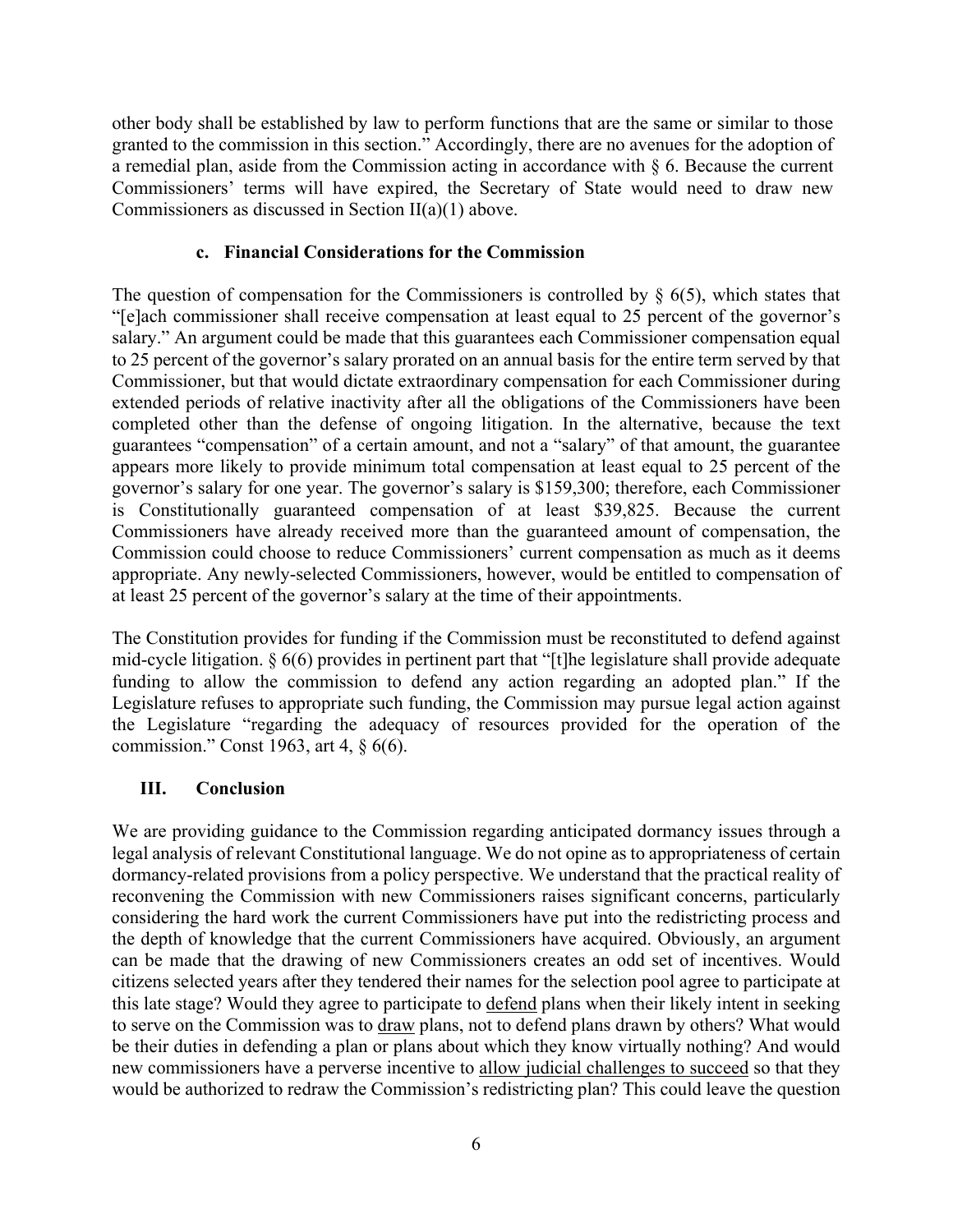other body shall be established by law to perform functions that are the same or similar to those granted to the commission in this section." Accordingly, there are no avenues for the adoption of a remedial plan, aside from the Commission acting in accordance with § 6. Because the current Commissioners' terms will have expired, the Secretary of State would need to draw new Commissioners as discussed in Section II(a)(1) above.

### c. Financial Considerations for the Commission

The question of compensation for the Commissioners is controlled by § 6(5), which states that "[e]ach commissioner shall receive compensation at least equal to 25 percent of the governor's salary." An argument could be made that this guarantees each Commissioner compensation equal to 25 percent of the governor's salary prorated on an annual basis for the entire term served by that Commissioner, but that would dictate extraordinary compensation for each Commissioner during extended periods of relative inactivity after all the obligations of the Commissioners have been completed other than the defense of ongoing litigation. In the alternative, because the text guarantees "compensation" of a certain amount, and not a "salary" of that amount, the guarantee appears more likely to provide minimum total compensation at least equal to 25 percent of the governor's salary for one year. The governor's salary is $159,300; therefore, each Commissioner is Constitutionally guaranteed compensation of at least $39,825. Because the current Commissioners have already received more than the guaranteed amount of compensation, the Commission could choose to reduce Commissioners' current compensation as much as it deems appropriate. Any newly-selected Commissioners, however, would be entitled to compensation of at least 25 percent of the governor's salary at the time of their appointments.

The Constitution provides for funding if the Commission must be reconstituted to defend against mid-cycle litigation. § 6(6) provides in pertinent part that "[t]he legislature shall provide adequate funding to allow the commission to defend any action regarding an adopted plan." If the Legislature refuses to appropriate such funding, the Commission may pursue legal action against the Legislature "regarding the adequacy of resources provided for the operation of the commission." Const 1963, art 4, § 6(6).

## III. Conclusion

We are providing guidance to the Commission regarding anticipated dormancy issues through a legal analysis of relevant Constitutional language. We do not opine as to appropriateness of certain dormancy-related provisions from a policy perspective. We understand that the practical reality of reconvening the Commission with new Commissioners raises significant concerns, particularly considering the hard work the current Commissioners have put into the redistricting process and the depth of knowledge that the current Commissioners have acquired. Obviously, an argument can be made that the drawing of new Commissioners creates an odd set of incentives. Would citizens selected years after they tendered their names for the selection pool agree to participate at this late stage? Would they agree to participate to <u>defend</u> plans when their likely intent in seeking to serve on the Commission was to <u>draw</u> plans, not to defend plans drawn by others? What would be their duties in defending a plan or plans about which they know virtually nothing? And would new commissioners have a perverse incentive to <u>allow judicial challenges to succeed</u> so that they would be authorized to redraw the Commission's redistricting plan? This could leave the question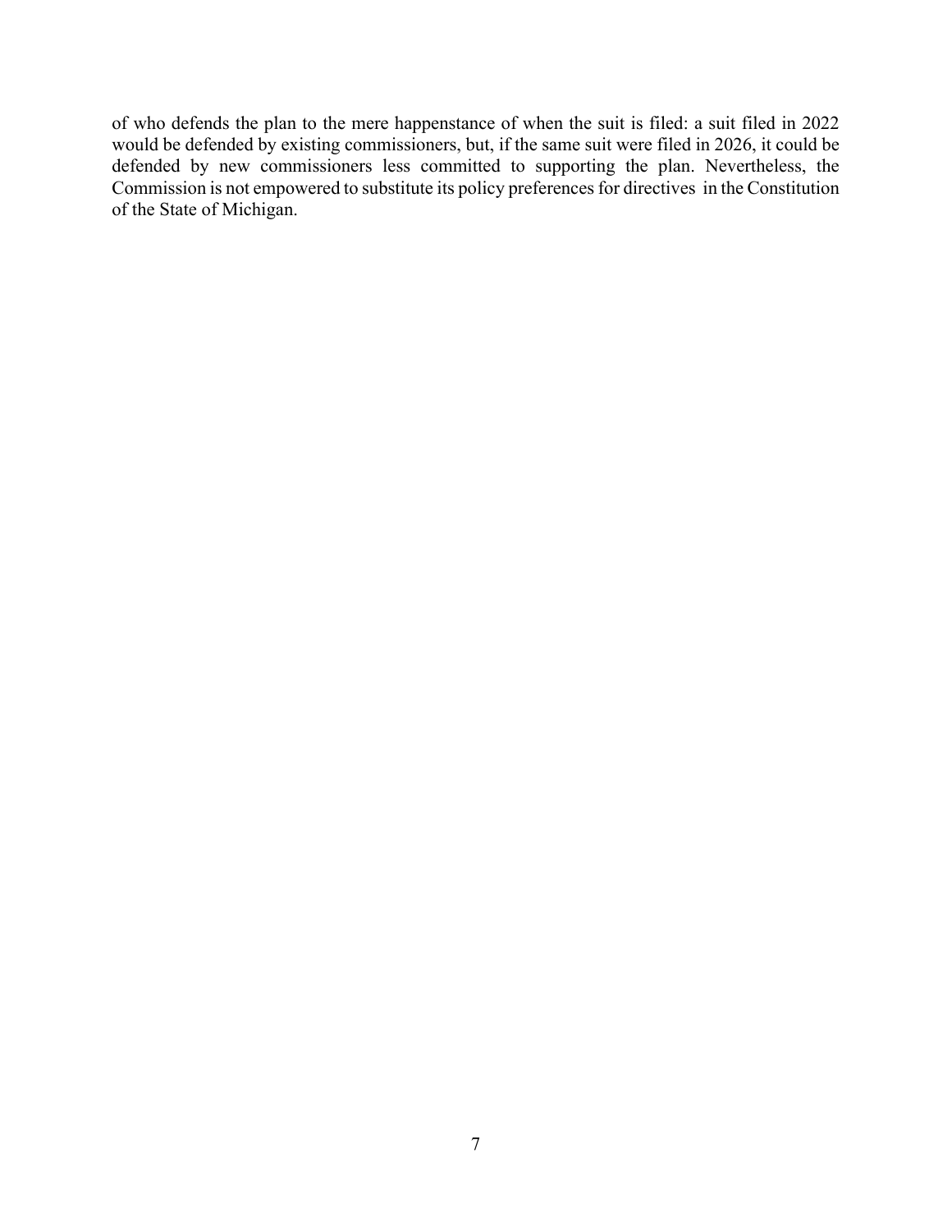of who defends the plan to the mere happenstance of when the suit is filed: a suit filed in 2022 would be defended by existing commissioners, but, if the same suit were filed in 2026, it could be defended by new commissioners less committed to supporting the plan. Nevertheless, the Commission is not empowered to substitute its policy preferences for directives in the Constitution of the State of Michigan.